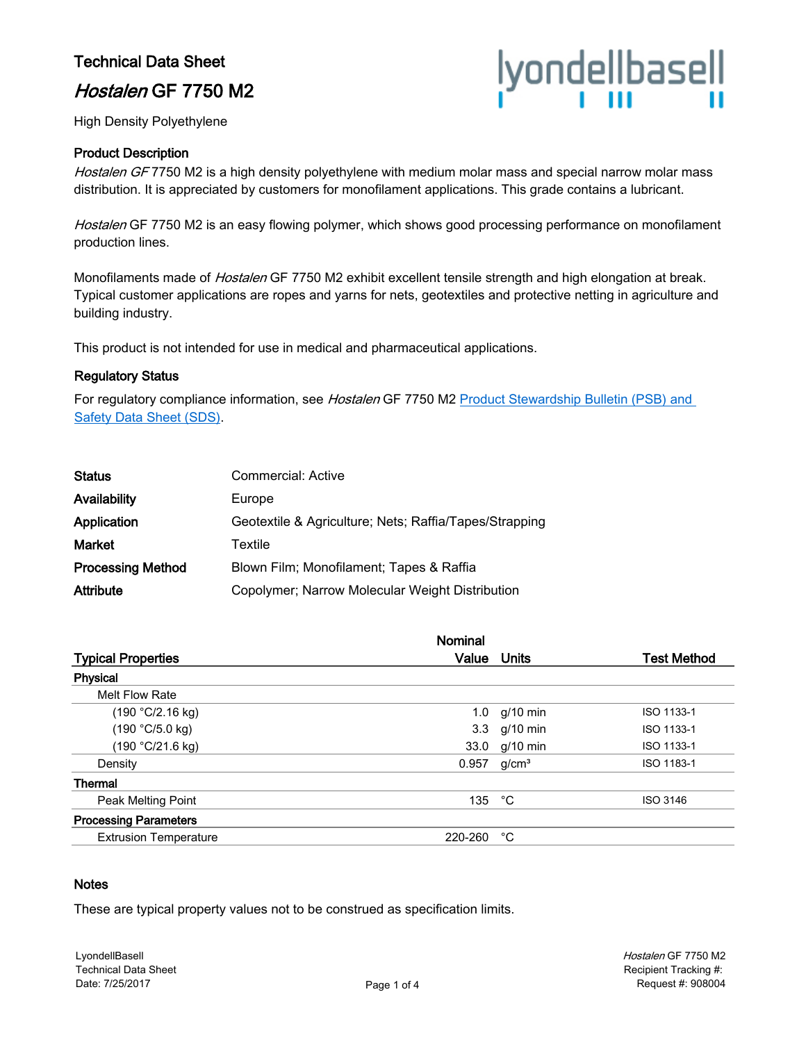# Technical Data Sheet

## *Hostalen* GF 7750 M2

High Density Polyethylene

### Product Description

*Hostalen GF* 7750 M2 is a high density polyethylene with medium molar mass and special narrow molar mass distribution. It is appreciated by customers for monofilament applications. This grade contains a lubricant.

*Hostalen* GF 7750 M2 is an easy flowing polymer, which shows good processing performance on monofilament production lines.

Monofilaments made of *Hostalen* GF 7750 M2 exhibit excellent tensile strength and high elongation at break. Typical customer applications are ropes and yarns for nets, geotextiles and protective netting in agriculture and building industry.

This product is not intended for use in medical and pharmaceutical applications.

### Regulatory Status

For regulatory compliance information, see *Hostalen* GF 7750 M2 Product Stewardship Bulletin (PSB) and Safety Data Sheet (SDS).

| | |
|---|---|
| **Status** | Commercial: Active |
| **Availability** | Europe |
| **Application** | Geotextile & Agriculture; Nets; Raffia/Tapes/Strapping |
| **Market** | Textile |
| **Processing Method** | Blown Film; Monofilament; Tapes & Raffia |
| **Attribute** | Copolymer; Narrow Molecular Weight Distribution |

| Typical Properties | Nominal Value | Units | Test Method |
|---|---|---|---|
| **Physical** | | | |
| Melt Flow Rate | | | |
| (190 °C/2.16 kg) | 1.0 | g/10 min | ISO 1133-1 |
| (190 °C/5.0 kg) | 3.3 | g/10 min | ISO 1133-1 |
| (190 °C/21.6 kg) | 33.0 | g/10 min | ISO 1133-1 |
| Density | 0.957 | g/cm³ | ISO 1183-1 |
| **Thermal** | | | |
| Peak Melting Point | 135 | °C | ISO 3146 |
| **Processing Parameters** | | | |
| Extrusion Temperature | 220-260 | °C | |

### Notes

These are typical property values not to be construed as specification limits.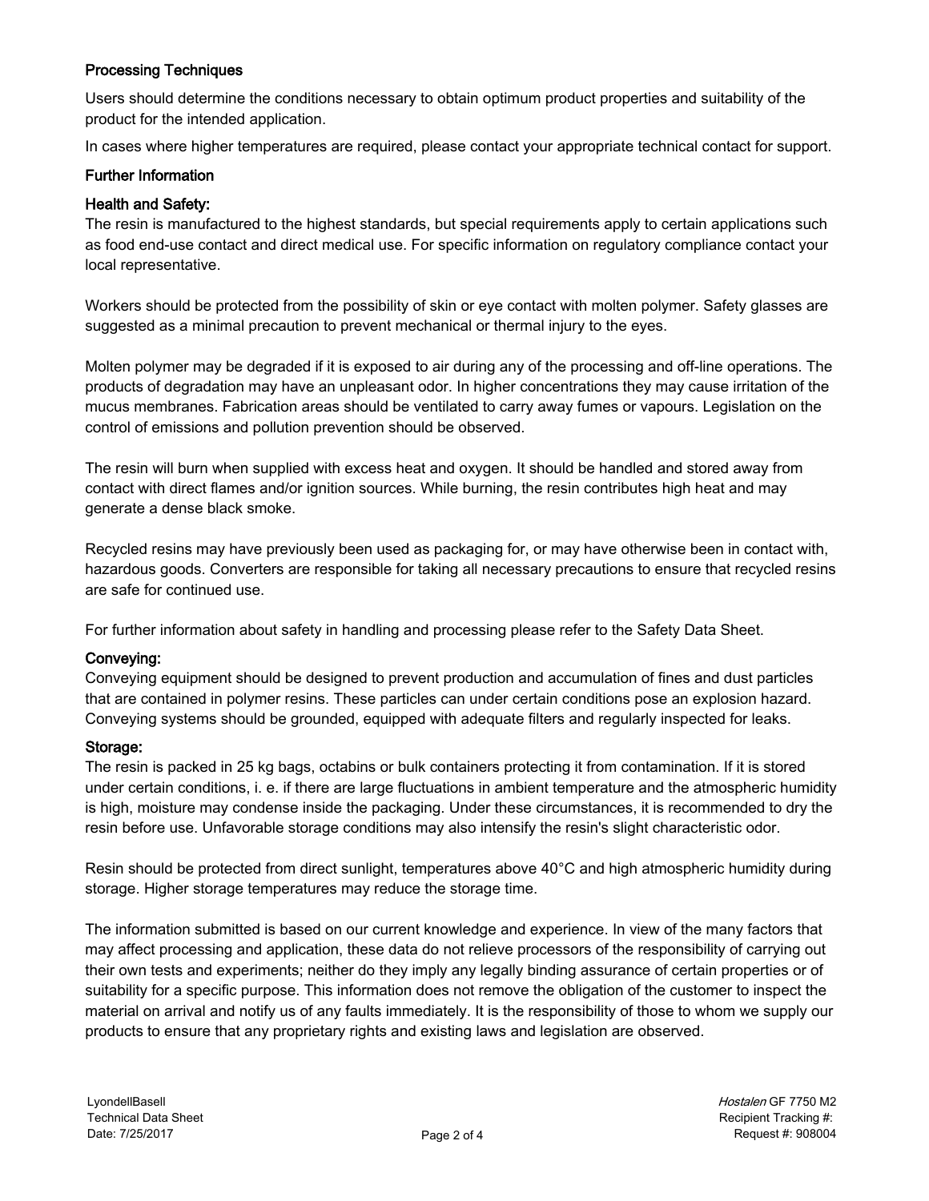### Processing Techniques

Users should determine the conditions necessary to obtain optimum product properties and suitability of the product for the intended application.

In cases where higher temperatures are required, please contact your appropriate technical contact for support.

### Further Information

#### Health and Safety:

The resin is manufactured to the highest standards, but special requirements apply to certain applications such as food end-use contact and direct medical use. For specific information on regulatory compliance contact your local representative.

Workers should be protected from the possibility of skin or eye contact with molten polymer. Safety glasses are suggested as a minimal precaution to prevent mechanical or thermal injury to the eyes.

Molten polymer may be degraded if it is exposed to air during any of the processing and off-line operations. The products of degradation may have an unpleasant odor. In higher concentrations they may cause irritation of the mucus membranes. Fabrication areas should be ventilated to carry away fumes or vapours. Legislation on the control of emissions and pollution prevention should be observed.

The resin will burn when supplied with excess heat and oxygen. It should be handled and stored away from contact with direct flames and/or ignition sources. While burning, the resin contributes high heat and may generate a dense black smoke.

Recycled resins may have previously been used as packaging for, or may have otherwise been in contact with, hazardous goods. Converters are responsible for taking all necessary precautions to ensure that recycled resins are safe for continued use.

For further information about safety in handling and processing please refer to the Safety Data Sheet.

#### Conveying:

Conveying equipment should be designed to prevent production and accumulation of fines and dust particles that are contained in polymer resins. These particles can under certain conditions pose an explosion hazard. Conveying systems should be grounded, equipped with adequate filters and regularly inspected for leaks.

#### Storage:

The resin is packed in 25 kg bags, octabins or bulk containers protecting it from contamination. If it is stored under certain conditions, i. e. if there are large fluctuations in ambient temperature and the atmospheric humidity is high, moisture may condense inside the packaging. Under these circumstances, it is recommended to dry the resin before use. Unfavorable storage conditions may also intensify the resin's slight characteristic odor.

Resin should be protected from direct sunlight, temperatures above 40°C and high atmospheric humidity during storage. Higher storage temperatures may reduce the storage time.

The information submitted is based on our current knowledge and experience. In view of the many factors that may affect processing and application, these data do not relieve processors of the responsibility of carrying out their own tests and experiments; neither do they imply any legally binding assurance of certain properties or of suitability for a specific purpose. This information does not remove the obligation of the customer to inspect the material on arrival and notify us of any faults immediately. It is the responsibility of those to whom we supply our products to ensure that any proprietary rights and existing laws and legislation are observed.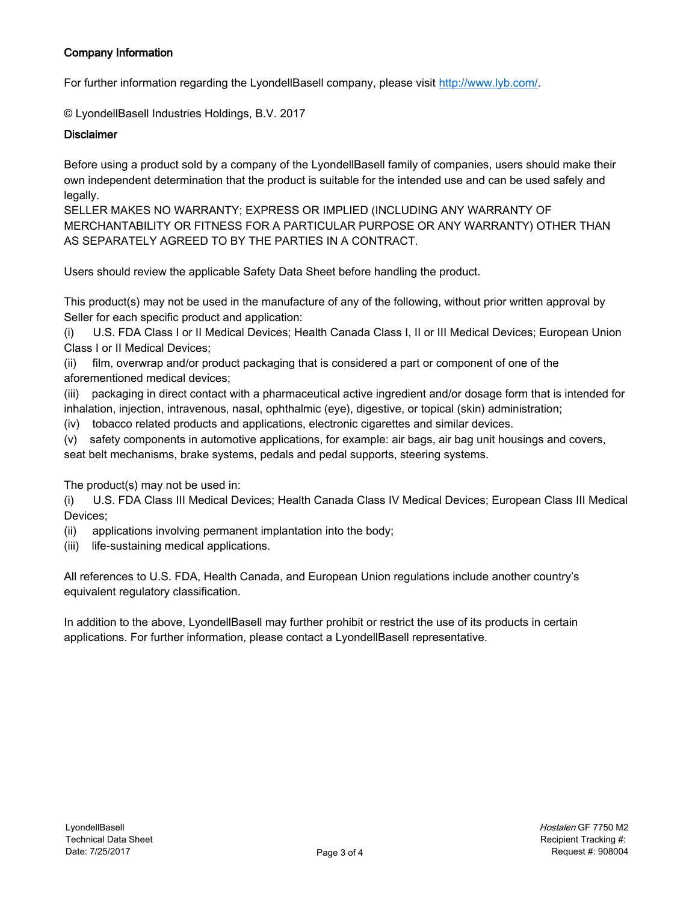### Company Information

For further information regarding the LyondellBasell company, please visit http://www.lyb.com/.

© LyondellBasell Industries Holdings, B.V. 2017

### Disclaimer

Before using a product sold by a company of the LyondellBasell family of companies, users should make their own independent determination that the product is suitable for the intended use and can be used safely and legally.
SELLER MAKES NO WARRANTY; EXPRESS OR IMPLIED (INCLUDING ANY WARRANTY OF MERCHANTABILITY OR FITNESS FOR A PARTICULAR PURPOSE OR ANY WARRANTY) OTHER THAN AS SEPARATELY AGREED TO BY THE PARTIES IN A CONTRACT.

Users should review the applicable Safety Data Sheet before handling the product.

This product(s) may not be used in the manufacture of any of the following, without prior written approval by Seller for each specific product and application:
(i) U.S. FDA Class I or II Medical Devices; Health Canada Class I, II or III Medical Devices; European Union Class I or II Medical Devices;
(ii) film, overwrap and/or product packaging that is considered a part or component of one of the aforementioned medical devices;
(iii) packaging in direct contact with a pharmaceutical active ingredient and/or dosage form that is intended for inhalation, injection, intravenous, nasal, ophthalmic (eye), digestive, or topical (skin) administration;
(iv) tobacco related products and applications, electronic cigarettes and similar devices.
(v) safety components in automotive applications, for example: air bags, air bag unit housings and covers, seat belt mechanisms, brake systems, pedals and pedal supports, steering systems.

The product(s) may not be used in:
(i) U.S. FDA Class III Medical Devices; Health Canada Class IV Medical Devices; European Class III Medical Devices;
(ii) applications involving permanent implantation into the body;
(iii) life-sustaining medical applications.

All references to U.S. FDA, Health Canada, and European Union regulations include another country's equivalent regulatory classification.

In addition to the above, LyondellBasell may further prohibit or restrict the use of its products in certain applications. For further information, please contact a LyondellBasell representative.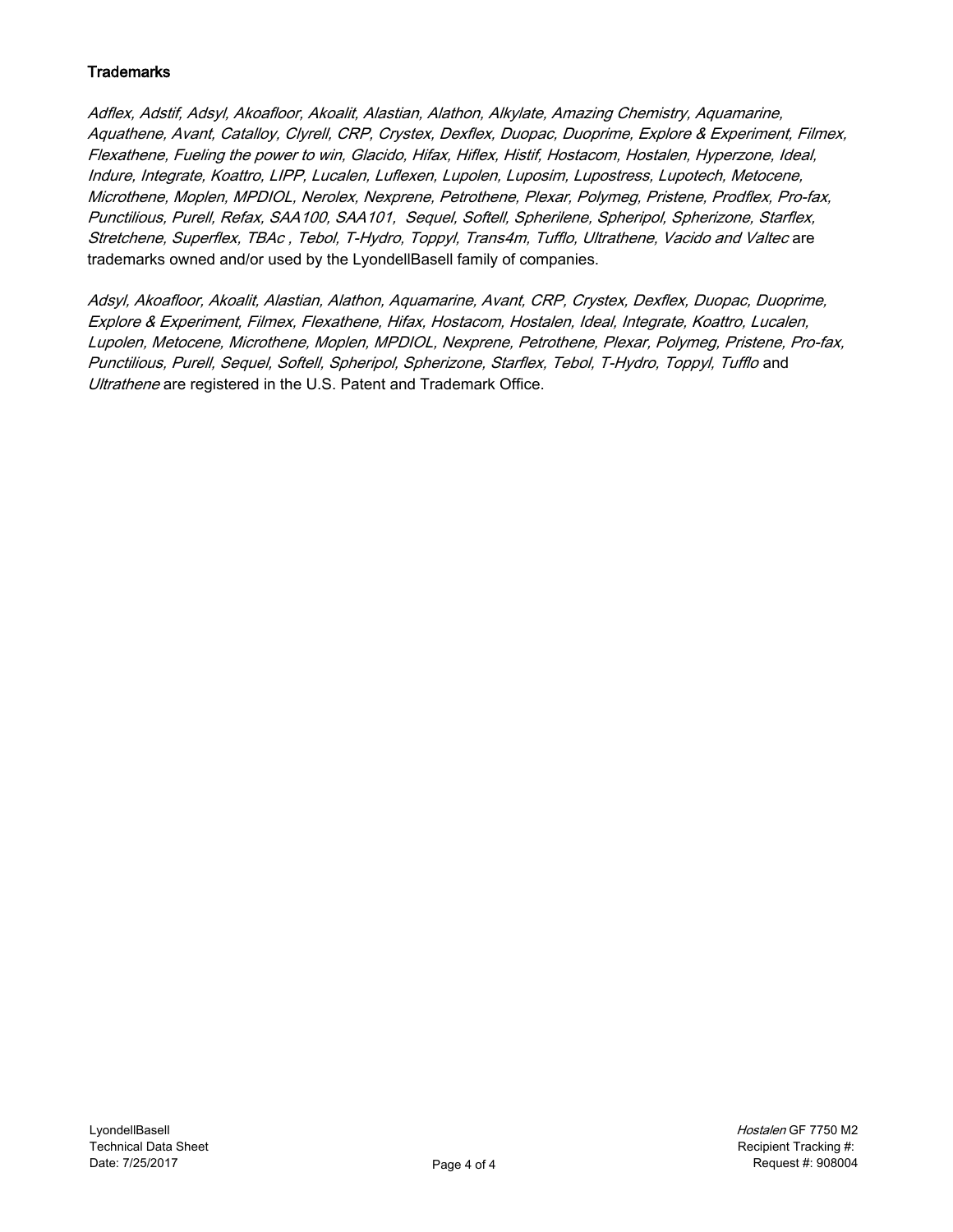## Trademarks

*Adflex, Adstif, Adsyl, Akoafloor, Akoalit, Alastian, Alathon, Alkylate, Amazing Chemistry, Aquamarine, Aquathene, Avant, Catalloy, Clyrell, CRP, Crystex, Dexflex, Duopac, Duoprime, Explore & Experiment, Filmex, Flexathene, Fueling the power to win, Glacido, Hifax, Hiflex, Histif, Hostacom, Hostalen, Hyperzone, Ideal, Indure, Integrate, Koattro, LIPP, Lucalen, Luflexen, Lupolen, Luposim, Lupostress, Lupotech, Metocene, Microthene, Moplen, MPDIOL, Nerolex, Nexprene, Petrothene, Plexar, Polymeg, Pristene, Prodflex, Pro-fax, Punctilious, Purell, Refax, SAA100, SAA101, Sequel, Softell, Spherilene, Spheripol, Spherizone, Starflex, Stretchene, Superflex, TBAc , Tebol, T-Hydro, Toppyl, Trans4m, Tufflo, Ultrathene, Vacido and Valtec* are trademarks owned and/or used by the LyondellBasell family of companies.

*Adsyl, Akoafloor, Akoalit, Alastian, Alathon, Aquamarine, Avant, CRP, Crystex, Dexflex, Duopac, Duoprime, Explore & Experiment, Filmex, Flexathene, Hifax, Hostacom, Hostalen, Ideal, Integrate, Koattro, Lucalen, Lupolen, Metocene, Microthene, Moplen, MPDIOL, Nexprene, Petrothene, Plexar, Polymeg, Pristene, Pro-fax, Punctilious, Purell, Sequel, Softell, Spheripol, Spherizone, Starflex, Tebol, T-Hydro, Toppyl, Tufflo* and *Ultrathene* are registered in the U.S. Patent and Trademark Office.